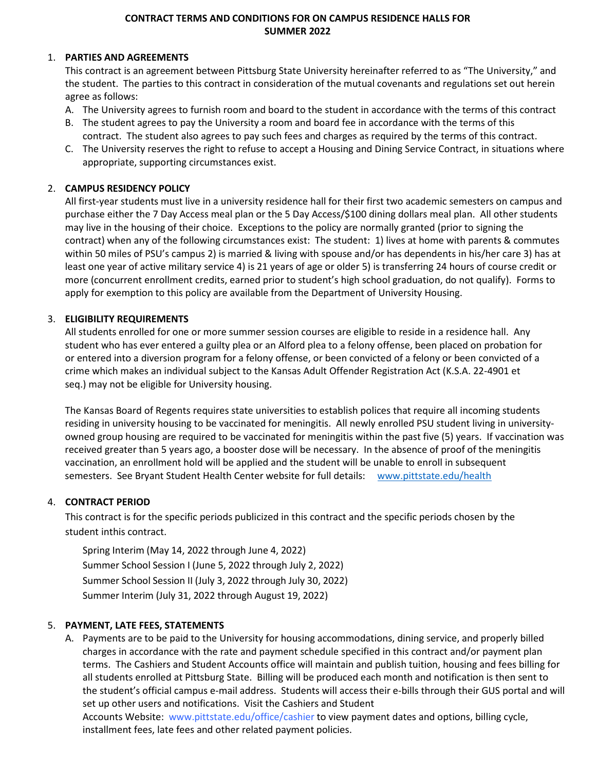# CONTRACT TERMS AND CONDITIONS FOR ON CAMPUS RESIDENCE HALLS FOR SUMMER 2022

1. **PARTIES AND AGREEMENTS**

   This contract is an agreement between Pittsburg State University hereinafter referred to as "The University," and the student. The parties to this contract in consideration of the mutual covenants and regulations set out herein agree as follows:

   A. The University agrees to furnish room and board to the student in accordance with the terms of this contract
   B. The student agrees to pay the University a room and board fee in accordance with the terms of this contract. The student also agrees to pay such fees and charges as required by the terms of this contract.
   C. The University reserves the right to refuse to accept a Housing and Dining Service Contract, in situations where appropriate, supporting circumstances exist.

2. **CAMPUS RESIDENCY POLICY**

   All first-year students must live in a university residence hall for their first two academic semesters on campus and purchase either the 7 Day Access meal plan or the 5 Day Access/$100 dining dollars meal plan. All other students may live in the housing of their choice. Exceptions to the policy are normally granted (prior to signing the contract) when any of the following circumstances exist: The student: 1) lives at home with parents & commutes within 50 miles of PSU's campus 2) is married & living with spouse and/or has dependents in his/her care 3) has at least one year of active military service 4) is 21 years of age or older 5) is transferring 24 hours of course credit or more (concurrent enrollment credits, earned prior to student's high school graduation, do not qualify). Forms to apply for exemption to this policy are available from the Department of University Housing.

3. **ELIGIBILITY REQUIREMENTS**

   All students enrolled for one or more summer session courses are eligible to reside in a residence hall. Any student who has ever entered a guilty plea or an Alford plea to a felony offense, been placed on probation for or entered into a diversion program for a felony offense, or been convicted of a felony or been convicted of a crime which makes an individual subject to the Kansas Adult Offender Registration Act (K.S.A. 22-4901 et seq.) may not be eligible for University housing.

   The Kansas Board of Regents requires state universities to establish polices that require all incoming students residing in university housing to be vaccinated for meningitis. All newly enrolled PSU student living in university-owned group housing are required to be vaccinated for meningitis within the past five (5) years. If vaccination was received greater than 5 years ago, a booster dose will be necessary. In the absence of proof of the meningitis vaccination, an enrollment hold will be applied and the student will be unable to enroll in subsequent semesters. See Bryant Student Health Center website for full details: www.pittstate.edu/health

4. **CONTRACT PERIOD**

   This contract is for the specific periods publicized in this contract and the specific periods chosen by the student inthis contract.

   Spring Interim (May 14, 2022 through June 4, 2022)
   Summer School Session I (June 5, 2022 through July 2, 2022)
   Summer School Session II (July 3, 2022 through July 30, 2022)
   Summer Interim (July 31, 2022 through August 19, 2022)

5. **PAYMENT, LATE FEES, STATEMENTS**

   A. Payments are to be paid to the University for housing accommodations, dining service, and properly billed charges in accordance with the rate and payment schedule specified in this contract and/or payment plan terms. The Cashiers and Student Accounts office will maintain and publish tuition, housing and fees billing for all students enrolled at Pittsburg State. Billing will be produced each month and notification is then sent to the student's official campus e-mail address. Students will access their e-bills through their GUS portal and will set up other users and notifications. Visit the Cashiers and Student Accounts Website: www.pittstate.edu/office/cashier to view payment dates and options, billing cycle, installment fees, late fees and other related payment policies.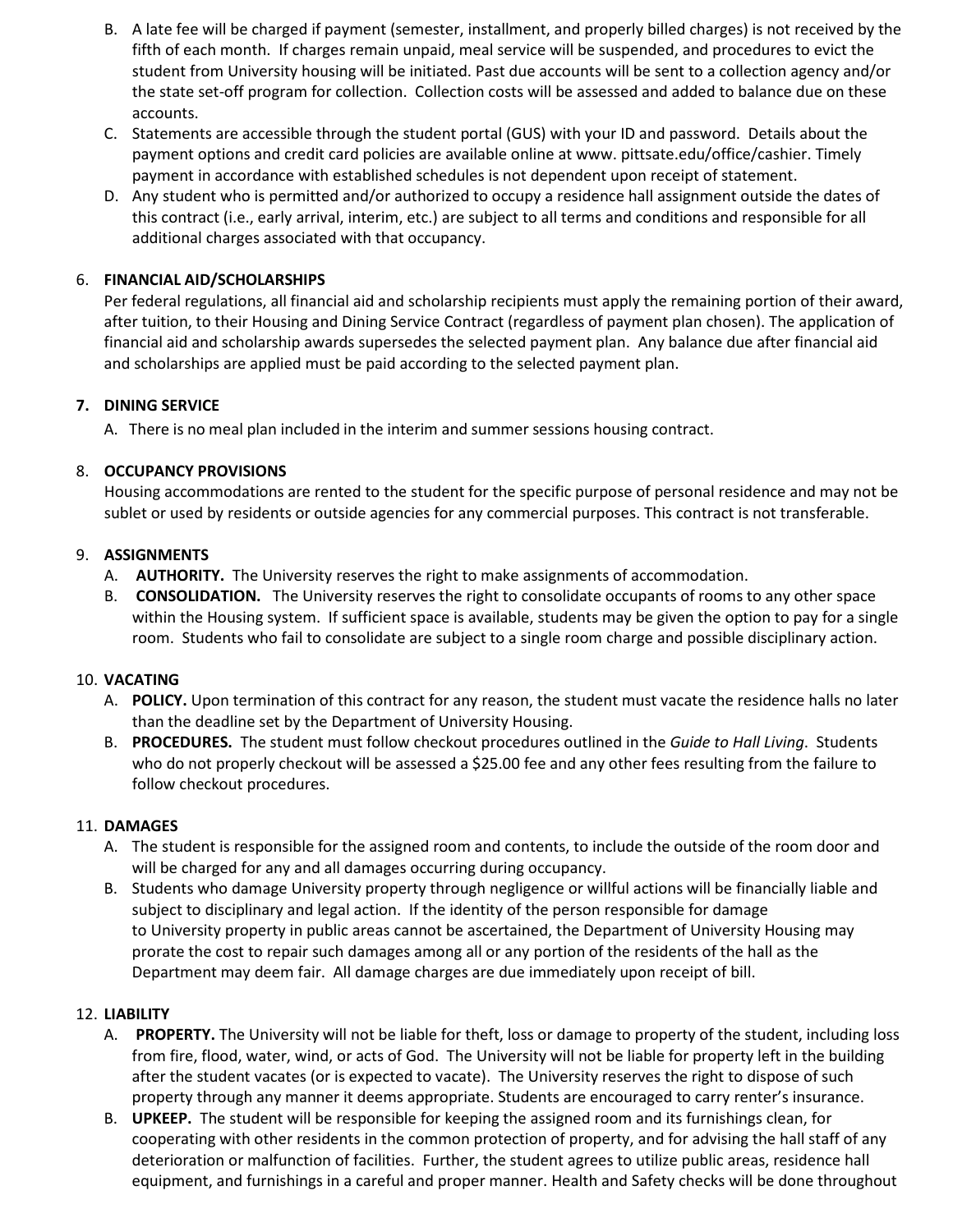B. A late fee will be charged if payment (semester, installment, and properly billed charges) is not received by the fifth of each month. If charges remain unpaid, meal service will be suspended, and procedures to evict the student from University housing will be initiated. Past due accounts will be sent to a collection agency and/or the state set-off program for collection. Collection costs will be assessed and added to balance due on these accounts.

C. Statements are accessible through the student portal (GUS) with your ID and password. Details about the payment options and credit card policies are available online at www. pittsate.edu/office/cashier. Timely payment in accordance with established schedules is not dependent upon receipt of statement.

D. Any student who is permitted and/or authorized to occupy a residence hall assignment outside the dates of this contract (i.e., early arrival, interim, etc.) are subject to all terms and conditions and responsible for all additional charges associated with that occupancy.

6. **FINANCIAL AID/SCHOLARSHIPS**

Per federal regulations, all financial aid and scholarship recipients must apply the remaining portion of their award, after tuition, to their Housing and Dining Service Contract (regardless of payment plan chosen). The application of financial aid and scholarship awards supersedes the selected payment plan. Any balance due after financial aid and scholarships are applied must be paid according to the selected payment plan.

7. **DINING SERVICE**

A. There is no meal plan included in the interim and summer sessions housing contract.

8. **OCCUPANCY PROVISIONS**

Housing accommodations are rented to the student for the specific purpose of personal residence and may not be sublet or used by residents or outside agencies for any commercial purposes. This contract is not transferable.

9. **ASSIGNMENTS**

A. **AUTHORITY.** The University reserves the right to make assignments of accommodation.

B. **CONSOLIDATION.** The University reserves the right to consolidate occupants of rooms to any other space within the Housing system. If sufficient space is available, students may be given the option to pay for a single room. Students who fail to consolidate are subject to a single room charge and possible disciplinary action.

10. **VACATING**

A. **POLICY.** Upon termination of this contract for any reason, the student must vacate the residence halls no later than the deadline set by the Department of University Housing.

B. **PROCEDURES.** The student must follow checkout procedures outlined in the *Guide to Hall Living*. Students who do not properly checkout will be assessed a $25.00 fee and any other fees resulting from the failure to follow checkout procedures.

11. **DAMAGES**

A. The student is responsible for the assigned room and contents, to include the outside of the room door and will be charged for any and all damages occurring during occupancy.

B. Students who damage University property through negligence or willful actions will be financially liable and subject to disciplinary and legal action. If the identity of the person responsible for damage to University property in public areas cannot be ascertained, the Department of University Housing may prorate the cost to repair such damages among all or any portion of the residents of the hall as the Department may deem fair. All damage charges are due immediately upon receipt of bill.

12. **LIABILITY**

A. **PROPERTY.** The University will not be liable for theft, loss or damage to property of the student, including loss from fire, flood, water, wind, or acts of God. The University will not be liable for property left in the building after the student vacates (or is expected to vacate). The University reserves the right to dispose of such property through any manner it deems appropriate. Students are encouraged to carry renter's insurance.

B. **UPKEEP.** The student will be responsible for keeping the assigned room and its furnishings clean, for cooperating with other residents in the common protection of property, and for advising the hall staff of any deterioration or malfunction of facilities. Further, the student agrees to utilize public areas, residence hall equipment, and furnishings in a careful and proper manner. Health and Safety checks will be done throughout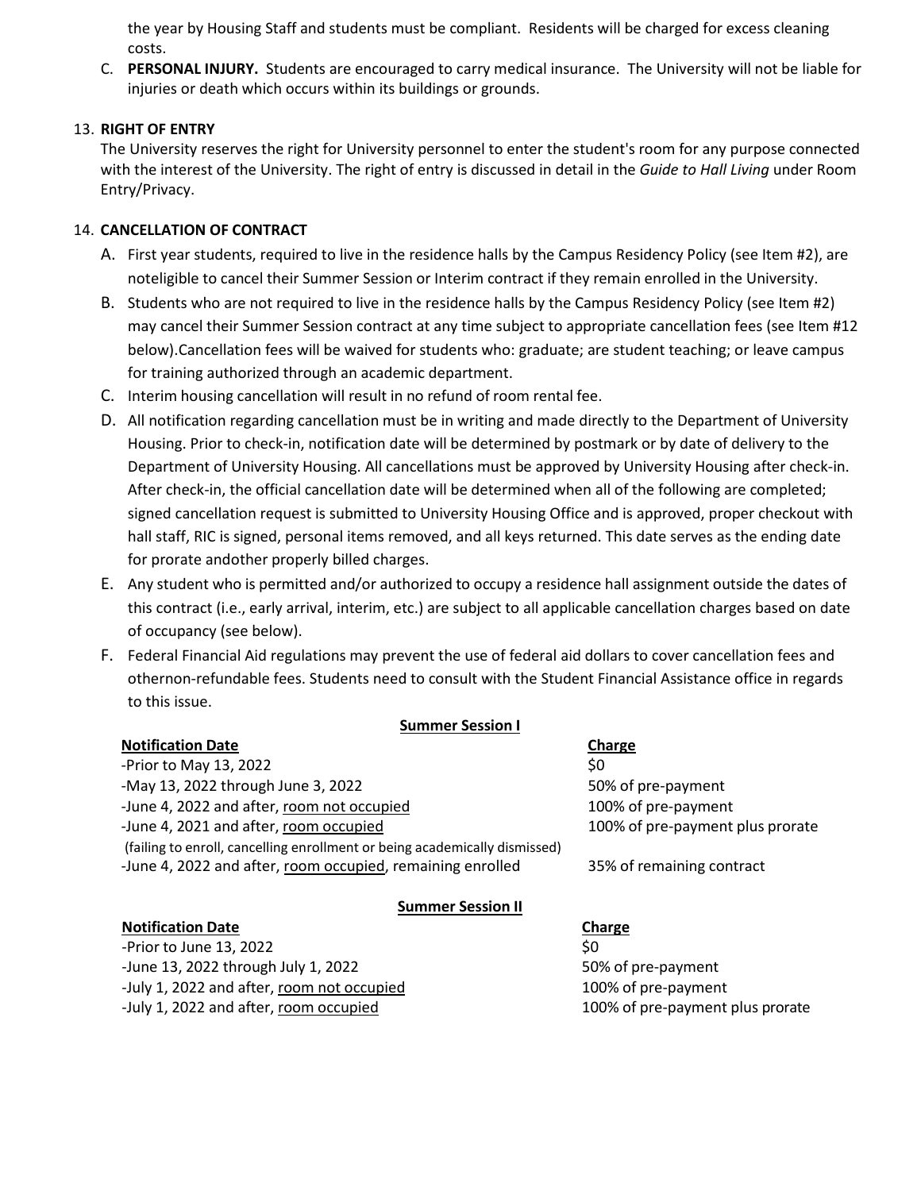the year by Housing Staff and students must be compliant. Residents will be charged for excess cleaning costs.

C. **PERSONAL INJURY.** Students are encouraged to carry medical insurance. The University will not be liable for injuries or death which occurs within its buildings or grounds.

13. **RIGHT OF ENTRY**

The University reserves the right for University personnel to enter the student's room for any purpose connected with the interest of the University. The right of entry is discussed in detail in the *Guide to Hall Living* under Room Entry/Privacy.

14. **CANCELLATION OF CONTRACT**

A. First year students, required to live in the residence halls by the Campus Residency Policy (see Item #2), are noteligible to cancel their Summer Session or Interim contract if they remain enrolled in the University.

B. Students who are not required to live in the residence halls by the Campus Residency Policy (see Item #2) may cancel their Summer Session contract at any time subject to appropriate cancellation fees (see Item #12 below).Cancellation fees will be waived for students who: graduate; are student teaching; or leave campus for training authorized through an academic department.

C. Interim housing cancellation will result in no refund of room rental fee.

D. All notification regarding cancellation must be in writing and made directly to the Department of University Housing. Prior to check-in, notification date will be determined by postmark or by date of delivery to the Department of University Housing. All cancellations must be approved by University Housing after check-in. After check-in, the official cancellation date will be determined when all of the following are completed; signed cancellation request is submitted to University Housing Office and is approved, proper checkout with hall staff, RIC is signed, personal items removed, and all keys returned. This date serves as the ending date for prorate andother properly billed charges.

E. Any student who is permitted and/or authorized to occupy a residence hall assignment outside the dates of this contract (i.e., early arrival, interim, etc.) are subject to all applicable cancellation charges based on date of occupancy (see below).

F. Federal Financial Aid regulations may prevent the use of federal aid dollars to cover cancellation fees and othernon-refundable fees. Students need to consult with the Student Financial Assistance office in regards to this issue.

**Summer Session I**

| Notification Date | Charge |
|---|---|
| -Prior to May 13, 2022 | $0 |
| -May 13, 2022 through June 3, 2022 | 50% of pre-payment |
| -June 4, 2022 and after, room not occupied | 100% of pre-payment |
| -June 4, 2021 and after, room occupied (failing to enroll, cancelling enrollment or being academically dismissed) | 100% of pre-payment plus prorate |
| -June 4, 2022 and after, room occupied, remaining enrolled | 35% of remaining contract |

**Summer Session II**

| Notification Date | Charge |
|---|---|
| -Prior to June 13, 2022 | $0 |
| -June 13, 2022 through July 1, 2022 | 50% of pre-payment |
| -July 1, 2022 and after, room not occupied | 100% of pre-payment |
| -July 1, 2022 and after, room occupied | 100% of pre-payment plus prorate |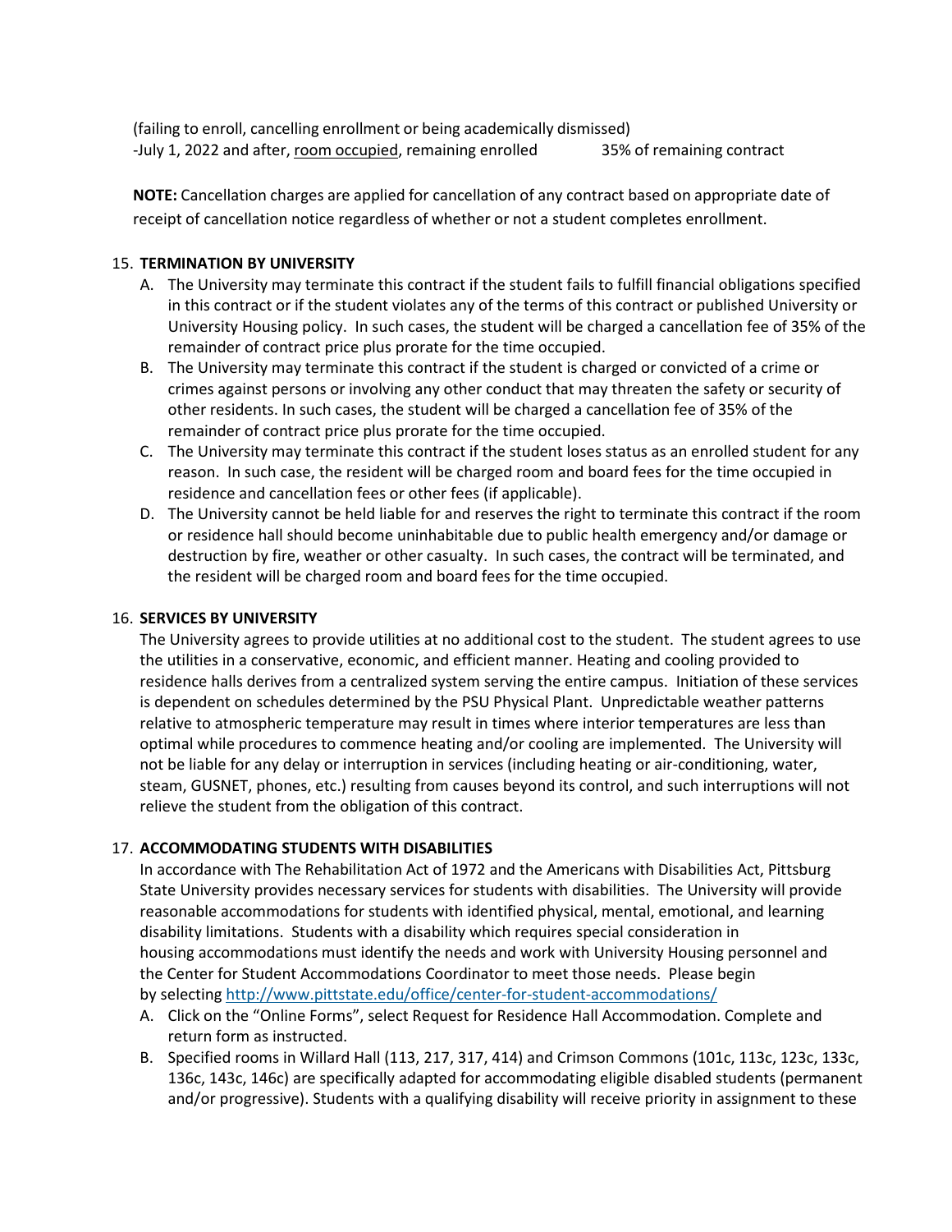(failing to enroll, cancelling enrollment or being academically dismissed)
-July 1, 2022 and after, room occupied, remaining enrolled 35% of remaining contract

**NOTE:** Cancellation charges are applied for cancellation of any contract based on appropriate date of receipt of cancellation notice regardless of whether or not a student completes enrollment.

15. **TERMINATION BY UNIVERSITY**
    A. The University may terminate this contract if the student fails to fulfill financial obligations specified in this contract or if the student violates any of the terms of this contract or published University or University Housing policy. In such cases, the student will be charged a cancellation fee of 35% of the remainder of contract price plus prorate for the time occupied.
    B. The University may terminate this contract if the student is charged or convicted of a crime or crimes against persons or involving any other conduct that may threaten the safety or security of other residents. In such cases, the student will be charged a cancellation fee of 35% of the remainder of contract price plus prorate for the time occupied.
    C. The University may terminate this contract if the student loses status as an enrolled student for any reason. In such case, the resident will be charged room and board fees for the time occupied in residence and cancellation fees or other fees (if applicable).
    D. The University cannot be held liable for and reserves the right to terminate this contract if the room or residence hall should become uninhabitable due to public health emergency and/or damage or destruction by fire, weather or other casualty. In such cases, the contract will be terminated, and the resident will be charged room and board fees for the time occupied.

16. **SERVICES BY UNIVERSITY**
    The University agrees to provide utilities at no additional cost to the student. The student agrees to use the utilities in a conservative, economic, and efficient manner. Heating and cooling provided to residence halls derives from a centralized system serving the entire campus. Initiation of these services is dependent on schedules determined by the PSU Physical Plant. Unpredictable weather patterns relative to atmospheric temperature may result in times where interior temperatures are less than optimal while procedures to commence heating and/or cooling are implemented. The University will not be liable for any delay or interruption in services (including heating or air-conditioning, water, steam, GUSNET, phones, etc.) resulting from causes beyond its control, and such interruptions will not relieve the student from the obligation of this contract.

17. **ACCOMMODATING STUDENTS WITH DISABILITIES**
    In accordance with The Rehabilitation Act of 1972 and the Americans with Disabilities Act, Pittsburg State University provides necessary services for students with disabilities. The University will provide reasonable accommodations for students with identified physical, mental, emotional, and learning disability limitations. Students with a disability which requires special consideration in housing accommodations must identify the needs and work with University Housing personnel and the Center for Student Accommodations Coordinator to meet those needs. Please begin by selecting http://www.pittstate.edu/office/center-for-student-accommodations/
    A. Click on the "Online Forms", select Request for Residence Hall Accommodation. Complete and return form as instructed.
    B. Specified rooms in Willard Hall (113, 217, 317, 414) and Crimson Commons (101c, 113c, 123c, 133c, 136c, 143c, 146c) are specifically adapted for accommodating eligible disabled students (permanent and/or progressive). Students with a qualifying disability will receive priority in assignment to these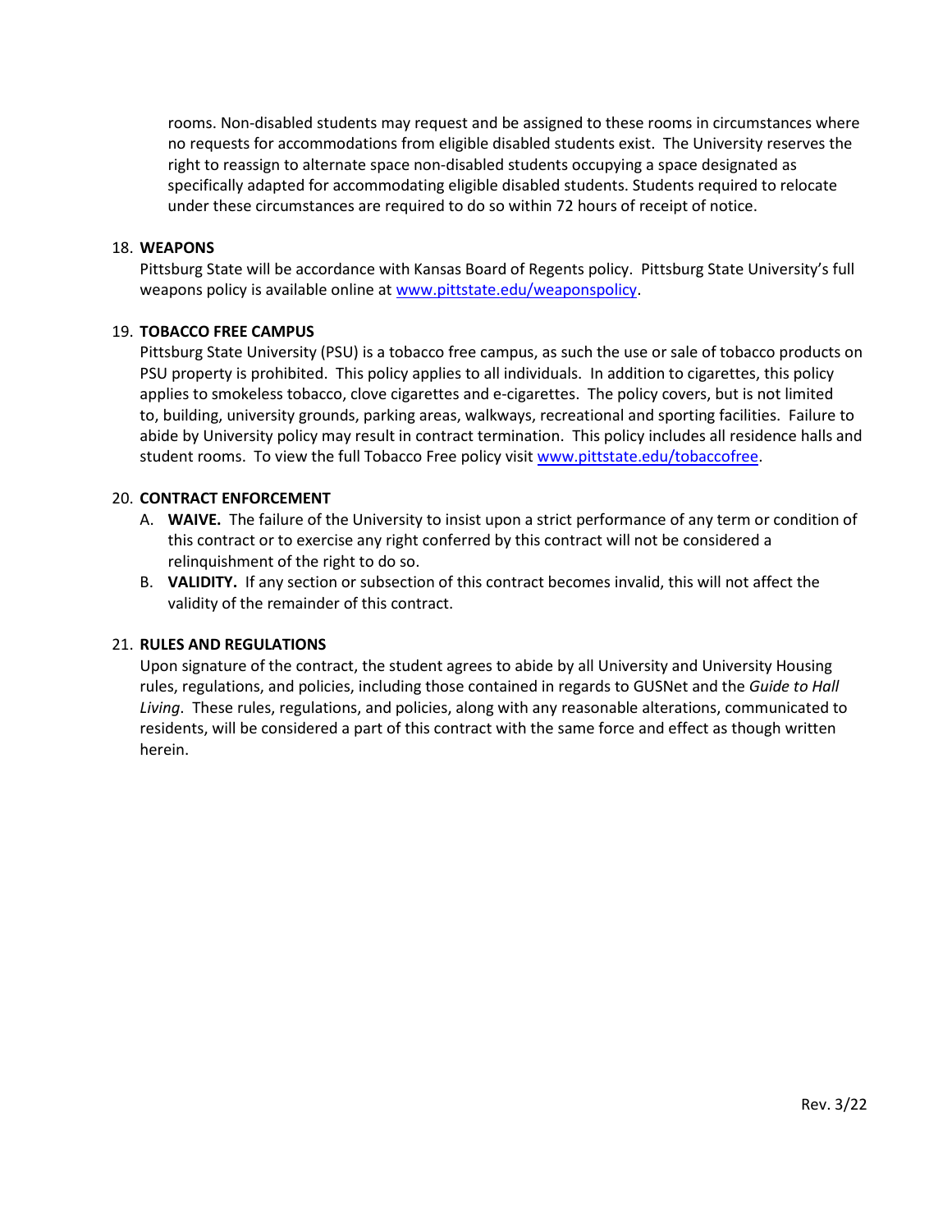rooms. Non-disabled students may request and be assigned to these rooms in circumstances where no requests for accommodations from eligible disabled students exist. The University reserves the right to reassign to alternate space non-disabled students occupying a space designated as specifically adapted for accommodating eligible disabled students. Students required to relocate under these circumstances are required to do so within 72 hours of receipt of notice.

18. **WEAPONS**
    Pittsburg State will be accordance with Kansas Board of Regents policy. Pittsburg State University's full weapons policy is available online at [www.pittstate.edu/weaponspolicy](www.pittstate.edu/weaponspolicy).

19. **TOBACCO FREE CAMPUS**
    Pittsburg State University (PSU) is a tobacco free campus, as such the use or sale of tobacco products on PSU property is prohibited. This policy applies to all individuals. In addition to cigarettes, this policy applies to smokeless tobacco, clove cigarettes and e-cigarettes. The policy covers, but is not limited to, building, university grounds, parking areas, walkways, recreational and sporting facilities. Failure to abide by University policy may result in contract termination. This policy includes all residence halls and student rooms. To view the full Tobacco Free policy visit [www.pittstate.edu/tobaccofree](www.pittstate.edu/tobaccofree).

20. **CONTRACT ENFORCEMENT**
    A. **WAIVE.** The failure of the University to insist upon a strict performance of any term or condition of this contract or to exercise any right conferred by this contract will not be considered a relinquishment of the right to do so.
    B. **VALIDITY.** If any section or subsection of this contract becomes invalid, this will not affect the validity of the remainder of this contract.

21. **RULES AND REGULATIONS**
    Upon signature of the contract, the student agrees to abide by all University and University Housing rules, regulations, and policies, including those contained in regards to GUSNet and the *Guide to Hall Living*. These rules, regulations, and policies, along with any reasonable alterations, communicated to residents, will be considered a part of this contract with the same force and effect as though written herein.

Rev. 3/22